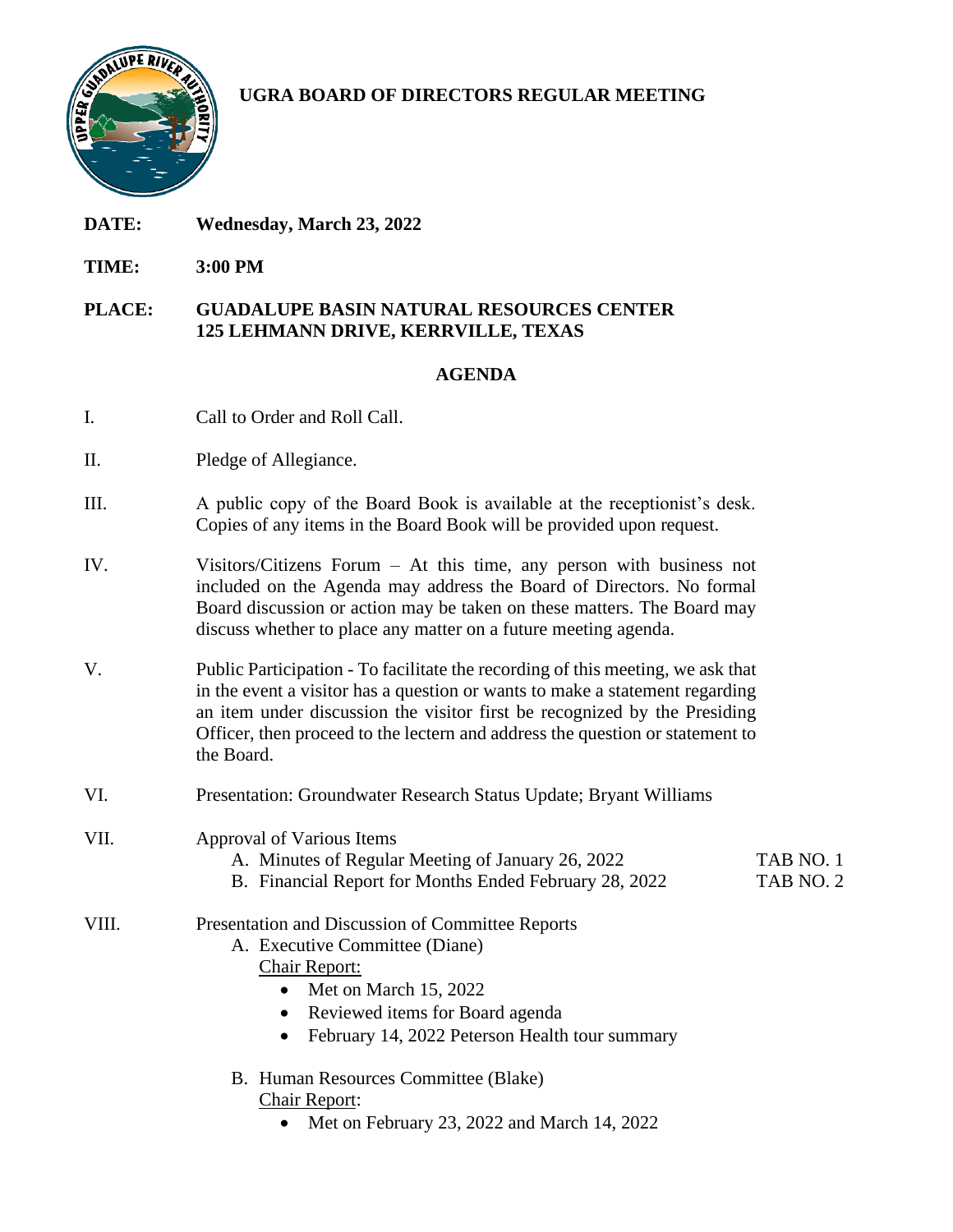# UGRA BOARD OF DIRECTORS REGULAR MEETING

**DATE:** **Wednesday, March 23, 2022**

**TIME:** **3:00 PM**

**PLACE:** **GUADALUPE BASIN NATURAL RESOURCES CENTER**
**125 LEHMANN DRIVE, KERRVILLE, TEXAS**

## AGENDA

I. Call to Order and Roll Call.

II. Pledge of Allegiance.

III. A public copy of the Board Book is available at the receptionist's desk. Copies of any items in the Board Book will be provided upon request.

IV. Visitors/Citizens Forum – At this time, any person with business not included on the Agenda may address the Board of Directors. No formal Board discussion or action may be taken on these matters. The Board may discuss whether to place any matter on a future meeting agenda.

V. Public Participation - To facilitate the recording of this meeting, we ask that in the event a visitor has a question or wants to make a statement regarding an item under discussion the visitor first be recognized by the Presiding Officer, then proceed to the lectern and address the question or statement to the Board.

VI. Presentation: Groundwater Research Status Update; Bryant Williams

VII. Approval of Various Items
   A. Minutes of Regular Meeting of January 26, 2022 — TAB NO. 1
   B. Financial Report for Months Ended February 28, 2022 — TAB NO. 2

VIII. Presentation and Discussion of Committee Reports
   A. Executive Committee (Diane)
      Chair Report:
      - Met on March 15, 2022
      - Reviewed items for Board agenda
      - February 14, 2022 Peterson Health tour summary

   B. Human Resources Committee (Blake)
      Chair Report:
      - Met on February 23, 2022 and March 14, 2022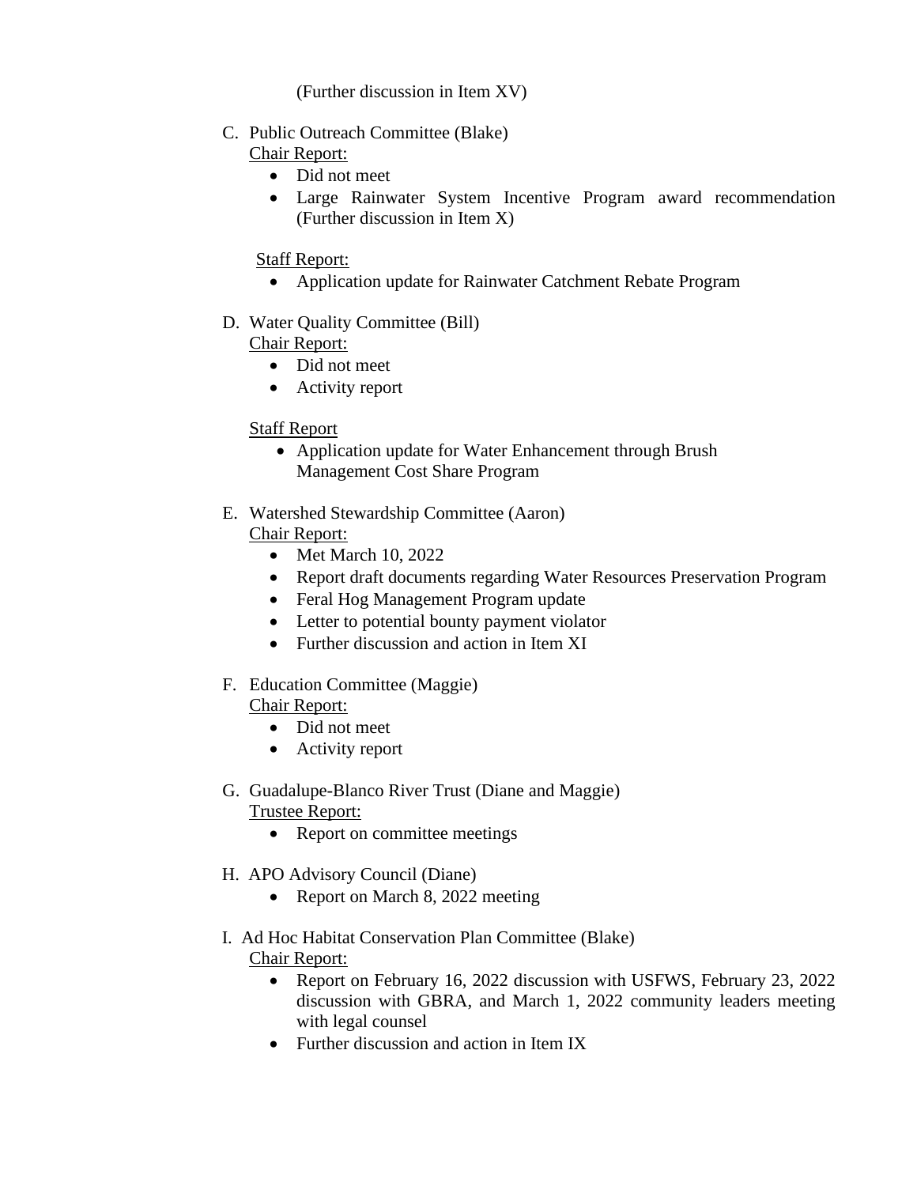(Further discussion in Item XV)

C. Public Outreach Committee (Blake)

<u>Chair Report:</u>

- Did not meet
- Large Rainwater System Incentive Program award recommendation (Further discussion in Item X)

<u>Staff Report:</u>

- Application update for Rainwater Catchment Rebate Program

D. Water Quality Committee (Bill)

<u>Chair Report:</u>

- Did not meet
- Activity report

<u>Staff Report</u>

- Application update for Water Enhancement through Brush Management Cost Share Program

E. Watershed Stewardship Committee (Aaron)

<u>Chair Report:</u>

- Met March 10, 2022
- Report draft documents regarding Water Resources Preservation Program
- Feral Hog Management Program update
- Letter to potential bounty payment violator
- Further discussion and action in Item XI

F. Education Committee (Maggie)

<u>Chair Report:</u>

- Did not meet
- Activity report

G. Guadalupe-Blanco River Trust (Diane and Maggie)

<u>Trustee Report:</u>

- Report on committee meetings

H. APO Advisory Council (Diane)

- Report on March 8, 2022 meeting

I. Ad Hoc Habitat Conservation Plan Committee (Blake)

<u>Chair Report:</u>

- Report on February 16, 2022 discussion with USFWS, February 23, 2022 discussion with GBRA, and March 1, 2022 community leaders meeting with legal counsel
- Further discussion and action in Item IX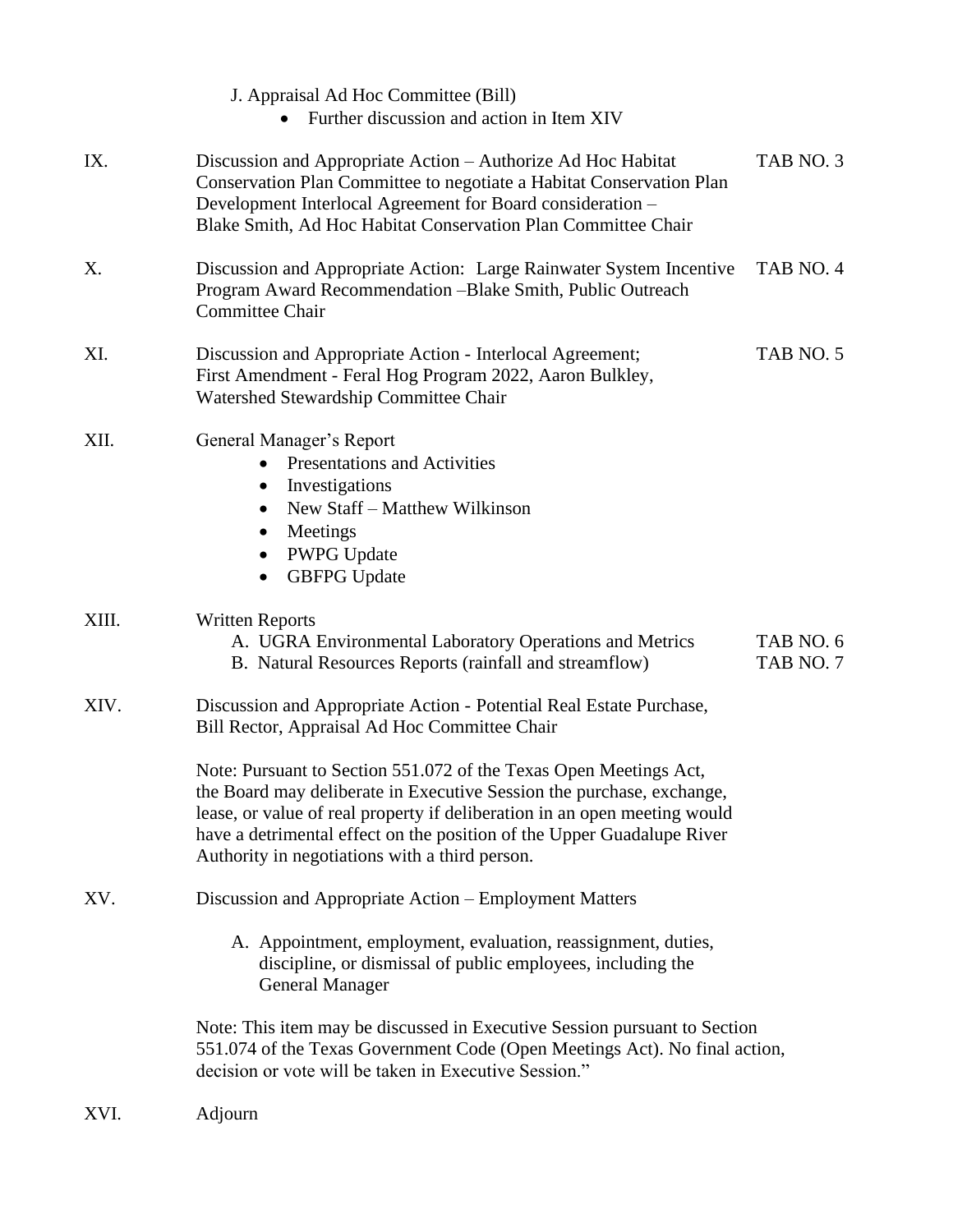J. Appraisal Ad Hoc Committee (Bill)

- Further discussion and action in Item XIV

IX. Discussion and Appropriate Action – Authorize Ad Hoc Habitat Conservation Plan Committee to negotiate a Habitat Conservation Plan Development Interlocal Agreement for Board consideration – Blake Smith, Ad Hoc Habitat Conservation Plan Committee Chair — TAB NO. 3

X. Discussion and Appropriate Action: Large Rainwater System Incentive Program Award Recommendation –Blake Smith, Public Outreach Committee Chair — TAB NO. 4

XI. Discussion and Appropriate Action - Interlocal Agreement; First Amendment - Feral Hog Program 2022, Aaron Bulkley, Watershed Stewardship Committee Chair — TAB NO. 5

XII. General Manager's Report

- Presentations and Activities
- Investigations
- New Staff – Matthew Wilkinson
- Meetings
- PWPG Update
- GBFPG Update

XIII. Written Reports

A. UGRA Environmental Laboratory Operations and Metrics — TAB NO. 6

B. Natural Resources Reports (rainfall and streamflow) — TAB NO. 7

XIV. Discussion and Appropriate Action - Potential Real Estate Purchase, Bill Rector, Appraisal Ad Hoc Committee Chair

Note: Pursuant to Section 551.072 of the Texas Open Meetings Act, the Board may deliberate in Executive Session the purchase, exchange, lease, or value of real property if deliberation in an open meeting would have a detrimental effect on the position of the Upper Guadalupe River Authority in negotiations with a third person.

XV. Discussion and Appropriate Action – Employment Matters

A. Appointment, employment, evaluation, reassignment, duties, discipline, or dismissal of public employees, including the General Manager

Note: This item may be discussed in Executive Session pursuant to Section 551.074 of the Texas Government Code (Open Meetings Act). No final action, decision or vote will be taken in Executive Session."

XVI. Adjourn